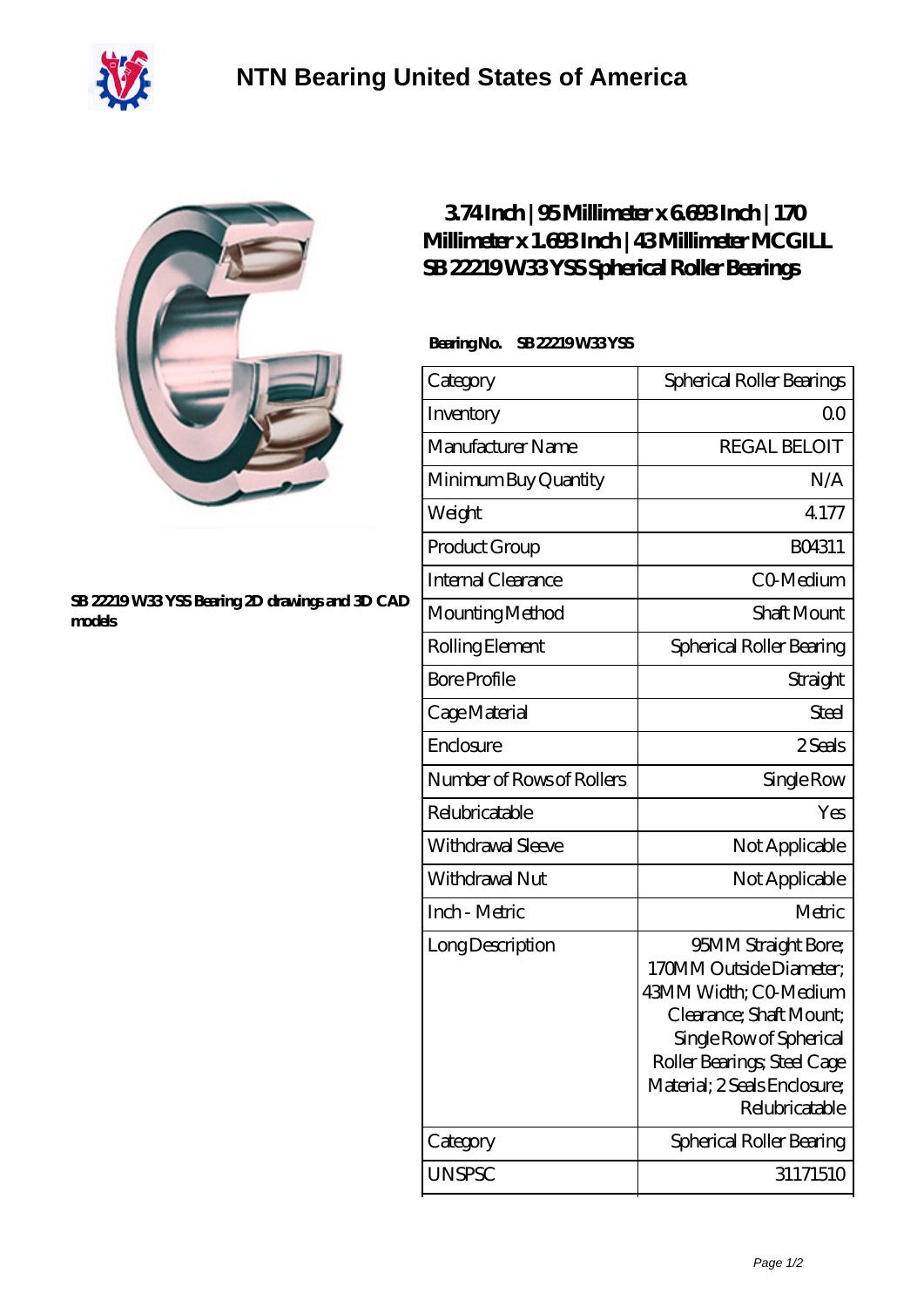# NTN Bearing United States of America

## 3.74 Inch | 95 Millimeter x 6.693 Inch | 170 Millimeter x 1.693 Inch | 43 Millimeter MCGILL SB 22219 W33 YSS Spherical Roller Bearings

SB 22219 W33 YSS Bearing 2D drawings and 3D CAD models

**Bearing No.** SB 22219 W33 YSS

| Category | Spherical Roller Bearings |
| --- | --- |
| Inventory | 0.0 |
| Manufacturer Name | REGAL BELOIT |
| Minimum Buy Quantity | N/A |
| Weight | 4.177 |
| Product Group | B04311 |
| Internal Clearance | C0-Medium |
| Mounting Method | Shaft Mount |
| Rolling Element | Spherical Roller Bearing |
| Bore Profile | Straight |
| Cage Material | Steel |
| Enclosure | 2 Seals |
| Number of Rows of Rollers | Single Row |
| Relubricatable | Yes |
| Withdrawal Sleeve | Not Applicable |
| Withdrawal Nut | Not Applicable |
| Inch - Metric | Metric |
| Long Description | 95MM Straight Bore; 170MM Outside Diameter; 43MM Width; C0-Medium Clearance; Shaft Mount; Single Row of Spherical Roller Bearings; Steel Cage Material; 2 Seals Enclosure; Relubricatable |
| Category | Spherical Roller Bearing |
| UNSPSC | 31171510 |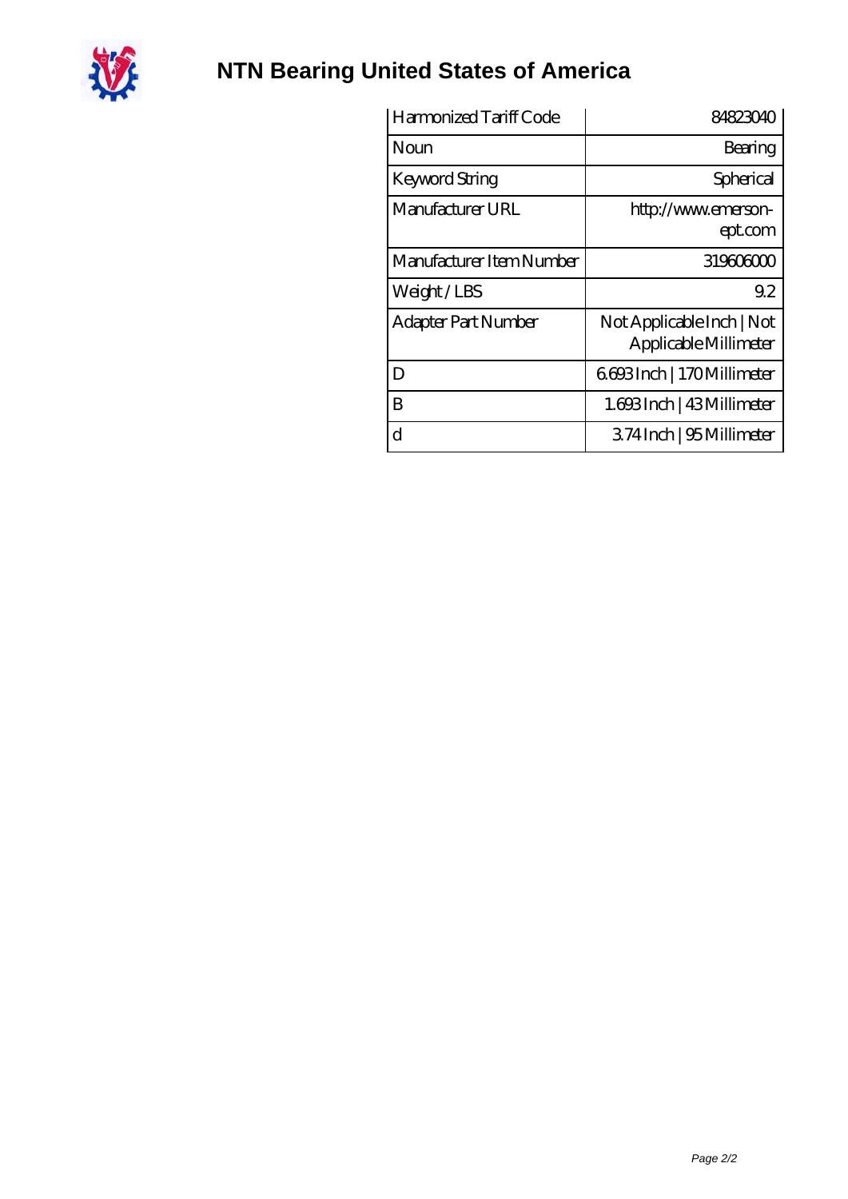# NTN Bearing United States of America

| | |
|---|---|
| Harmonized Tariff Code | 84823040 |
| Noun | Bearing |
| Keyword String | Spherical |
| Manufacturer URL | http://www.emerson-ept.com |
| Manufacturer Item Number | 319606000 |
| Weight / LBS | 9.2 |
| Adapter Part Number | Not Applicable Inch \| Not Applicable Millimeter |
| D | 6.693 Inch \| 170 Millimeter |
| B | 1.693 Inch \| 43 Millimeter |
| d | 3.74 Inch \| 95 Millimeter |